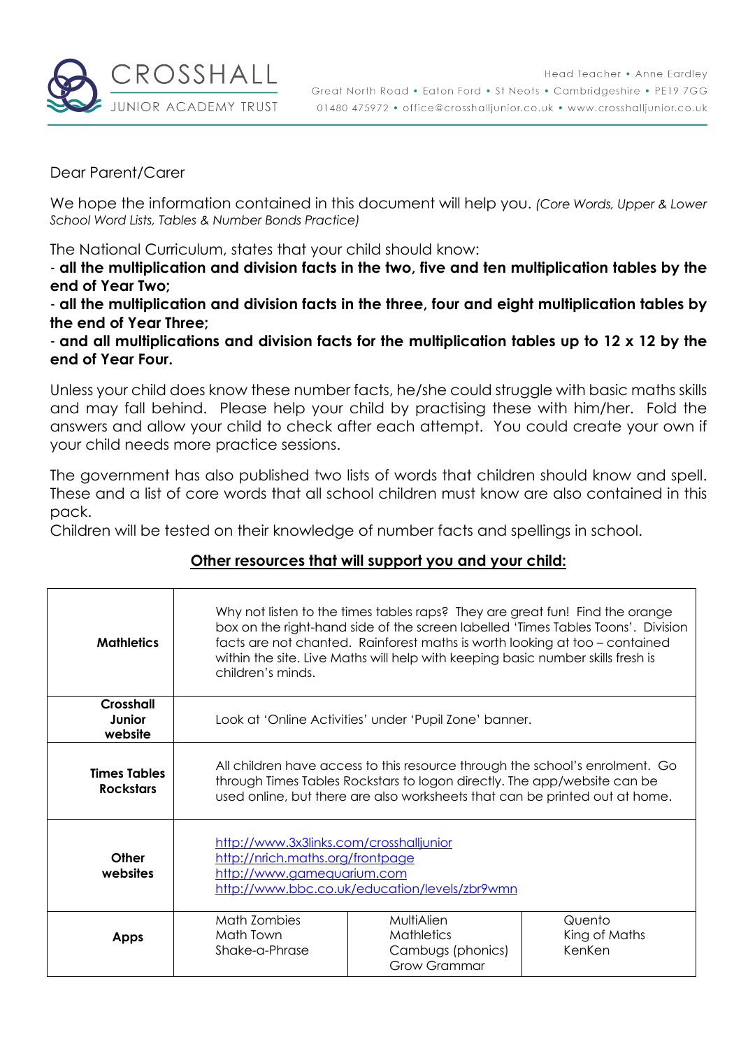CROSSHALL
JUNIOR ACADEMY TRUST

Head Teacher • Anne Eardley
Great North Road • Eaton Ford • St Neots • Cambridgeshire • PE19 7GG
01480 475972 • office@crosshalljunior.co.uk • www.crosshalljunior.co.uk

Dear Parent/Carer

We hope the information contained in this document will help you. *(Core Words, Upper & Lower School Word Lists, Tables & Number Bonds Practice)*

The National Curriculum, states that your child should know:

- **all the multiplication and division facts in the two, five and ten multiplication tables by the end of Year Two;**
- **all the multiplication and division facts in the three, four and eight multiplication tables by the end of Year Three;**
- **and all multiplications and division facts for the multiplication tables up to 12 x 12 by the end of Year Four.**

Unless your child does know these number facts, he/she could struggle with basic maths skills and may fall behind. Please help your child by practising these with him/her. Fold the answers and allow your child to check after each attempt. You could create your own if your child needs more practice sessions.

The government has also published two lists of words that children should know and spell. These and a list of core words that all school children must know are also contained in this pack.

Children will be tested on their knowledge of number facts and spellings in school.

## Other resources that will support you and your child:

| | | | |
|---|---|---|---|
| **Mathletics** | Why not listen to the times tables raps? They are great fun! Find the orange box on the right-hand side of the screen labelled 'Times Tables Toons'. Division facts are not chanted. Rainforest maths is worth looking at too – contained within the site. Live Maths will help with keeping basic number skills fresh is children's minds. | | |
| **Crosshall Junior website** | Look at 'Online Activities' under 'Pupil Zone' banner. | | |
| **Times Tables Rockstars** | All children have access to this resource through the school's enrolment. Go through Times Tables Rockstars to logon directly. The app/website can be used online, but there are also worksheets that can be printed out at home. | | |
| **Other websites** | http://www.3x3links.com/crosshalljunior<br>http://nrich.maths.org/frontpage<br>http://www.gamequarium.com<br>http://www.bbc.co.uk/education/levels/zbr9wmn | | |
| **Apps** | Math Zombies<br>Math Town<br>Shake-a-Phrase | MultiAlien<br>Mathletics<br>Cambugs (phonics)<br>Grow Grammar | Quento<br>King of Maths<br>KenKen |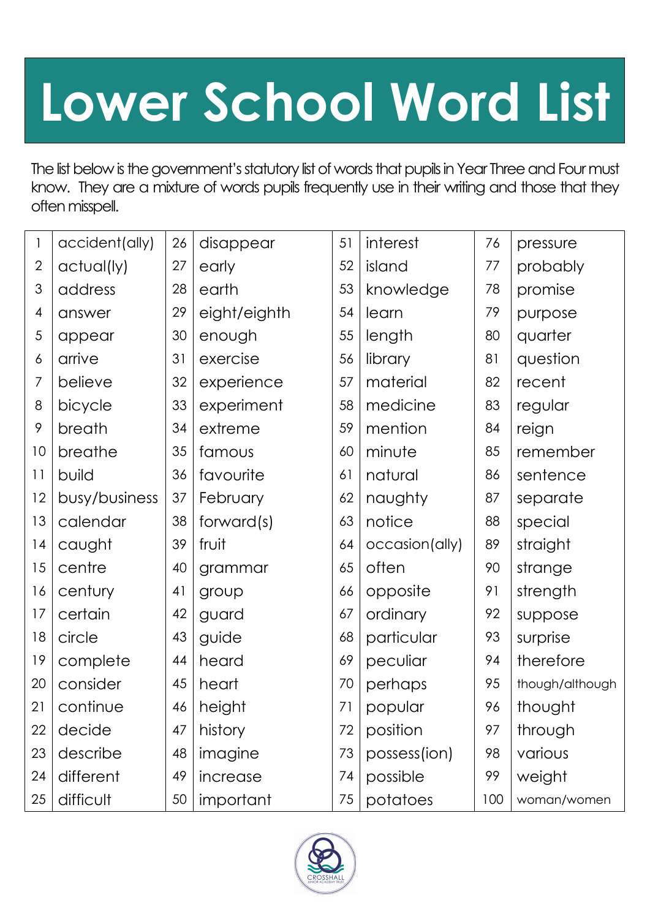# Lower School Word List

The list below is the government's statutory list of words that pupils in Year Three and Four must know. They are a mixture of words pupils frequently use in their writing and those that they often misspell.

| | | | | | | | |
|---|---|---|---|---|---|---|---|
| 1 | accident(ally) | 26 | disappear | 51 | interest | 76 | pressure |
| 2 | actual(ly) | 27 | early | 52 | island | 77 | probably |
| 3 | address | 28 | earth | 53 | knowledge | 78 | promise |
| 4 | answer | 29 | eight/eighth | 54 | learn | 79 | purpose |
| 5 | appear | 30 | enough | 55 | length | 80 | quarter |
| 6 | arrive | 31 | exercise | 56 | library | 81 | question |
| 7 | believe | 32 | experience | 57 | material | 82 | recent |
| 8 | bicycle | 33 | experiment | 58 | medicine | 83 | regular |
| 9 | breath | 34 | extreme | 59 | mention | 84 | reign |
| 10 | breathe | 35 | famous | 60 | minute | 85 | remember |
| 11 | build | 36 | favourite | 61 | natural | 86 | sentence |
| 12 | busy/business | 37 | February | 62 | naughty | 87 | separate |
| 13 | calendar | 38 | forward(s) | 63 | notice | 88 | special |
| 14 | caught | 39 | fruit | 64 | occasion(ally) | 89 | straight |
| 15 | centre | 40 | grammar | 65 | often | 90 | strange |
| 16 | century | 41 | group | 66 | opposite | 91 | strength |
| 17 | certain | 42 | guard | 67 | ordinary | 92 | suppose |
| 18 | circle | 43 | guide | 68 | particular | 93 | surprise |
| 19 | complete | 44 | heard | 69 | peculiar | 94 | therefore |
| 20 | consider | 45 | heart | 70 | perhaps | 95 | though/although |
| 21 | continue | 46 | height | 71 | popular | 96 | thought |
| 22 | decide | 47 | history | 72 | position | 97 | through |
| 23 | describe | 48 | imagine | 73 | possess(ion) | 98 | various |
| 24 | different | 49 | increase | 74 | possible | 99 | weight |
| 25 | difficult | 50 | important | 75 | potatoes | 100 | woman/women |

CROSSHALL JUNIOR ACADEMY TRUST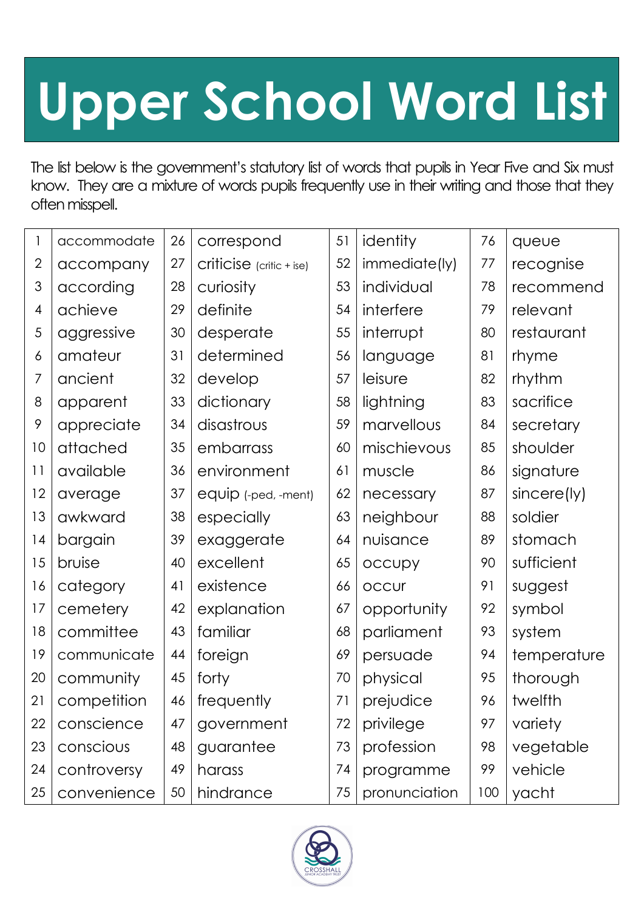# Upper School Word List

The list below is the government's statutory list of words that pupils in Year Five and Six must know. They are a mixture of words pupils frequently use in their writing and those that they often misspell.

| | | | | | | | |
|---|---|---|---|---|---|---|---|
| 1 | accommodate | 26 | correspond | 51 | identity | 76 | queue |
| 2 | accompany | 27 | criticise (critic + ise) | 52 | immediate(ly) | 77 | recognise |
| 3 | according | 28 | curiosity | 53 | individual | 78 | recommend |
| 4 | achieve | 29 | definite | 54 | interfere | 79 | relevant |
| 5 | aggressive | 30 | desperate | 55 | interrupt | 80 | restaurant |
| 6 | amateur | 31 | determined | 56 | language | 81 | rhyme |
| 7 | ancient | 32 | develop | 57 | leisure | 82 | rhythm |
| 8 | apparent | 33 | dictionary | 58 | lightning | 83 | sacrifice |
| 9 | appreciate | 34 | disastrous | 59 | marvellous | 84 | secretary |
| 10 | attached | 35 | embarrass | 60 | mischievous | 85 | shoulder |
| 11 | available | 36 | environment | 61 | muscle | 86 | signature |
| 12 | average | 37 | equip (-ped, -ment) | 62 | necessary | 87 | sincere(ly) |
| 13 | awkward | 38 | especially | 63 | neighbour | 88 | soldier |
| 14 | bargain | 39 | exaggerate | 64 | nuisance | 89 | stomach |
| 15 | bruise | 40 | excellent | 65 | occupy | 90 | sufficient |
| 16 | category | 41 | existence | 66 | occur | 91 | suggest |
| 17 | cemetery | 42 | explanation | 67 | opportunity | 92 | symbol |
| 18 | committee | 43 | familiar | 68 | parliament | 93 | system |
| 19 | communicate | 44 | foreign | 69 | persuade | 94 | temperature |
| 20 | community | 45 | forty | 70 | physical | 95 | thorough |
| 21 | competition | 46 | frequently | 71 | prejudice | 96 | twelfth |
| 22 | conscience | 47 | government | 72 | privilege | 97 | variety |
| 23 | conscious | 48 | guarantee | 73 | profession | 98 | vegetable |
| 24 | controversy | 49 | harass | 74 | programme | 99 | vehicle |
| 25 | convenience | 50 | hindrance | 75 | pronunciation | 100 | yacht |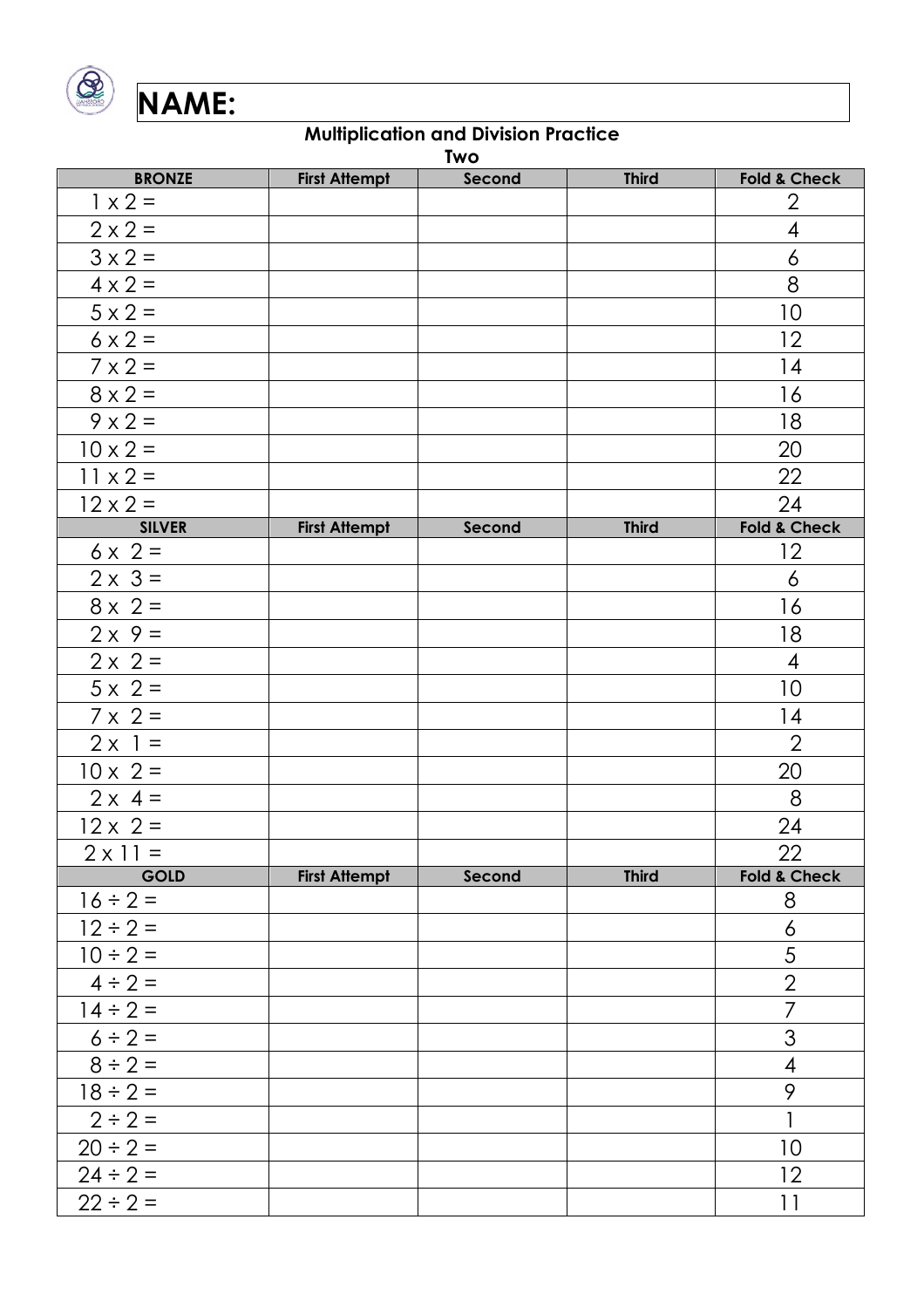**NAME:**

**Multiplication and Division Practice**

**Two**

| BRONZE | First Attempt | Second | Third | Fold & Check |
|---|---|---|---|---|
| 1 x 2 = | | | | 2 |
| 2 x 2 = | | | | 4 |
| 3 x 2 = | | | | 6 |
| 4 x 2 = | | | | 8 |
| 5 x 2 = | | | | 10 |
| 6 x 2 = | | | | 12 |
| 7 x 2 = | | | | 14 |
| 8 x 2 = | | | | 16 |
| 9 x 2 = | | | | 18 |
| 10 x 2 = | | | | 20 |
| 11 x 2 = | | | | 22 |
| 12 x 2 = | | | | 24 |
| **SILVER** | **First Attempt** | **Second** | **Third** | **Fold & Check** |
| 6 x 2 = | | | | 12 |
| 2 x 3 = | | | | 6 |
| 8 x 2 = | | | | 16 |
| 2 x 9 = | | | | 18 |
| 2 x 2 = | | | | 4 |
| 5 x 2 = | | | | 10 |
| 7 x 2 = | | | | 14 |
| 2 x 1 = | | | | 2 |
| 10 x 2 = | | | | 20 |
| 2 x 4 = | | | | 8 |
| 12 x 2 = | | | | 24 |
| 2 x 11 = | | | | 22 |
| **GOLD** | **First Attempt** | **Second** | **Third** | **Fold & Check** |
| 16 ÷ 2 = | | | | 8 |
| 12 ÷ 2 = | | | | 6 |
| 10 ÷ 2 = | | | | 5 |
| 4 ÷ 2 = | | | | 2 |
| 14 ÷ 2 = | | | | 7 |
| 6 ÷ 2 = | | | | 3 |
| 8 ÷ 2 = | | | | 4 |
| 18 ÷ 2 = | | | | 9 |
| 2 ÷ 2 = | | | | 1 |
| 20 ÷ 2 = | | | | 10 |
| 24 ÷ 2 = | | | | 12 |
| 22 ÷ 2 = | | | | 11 |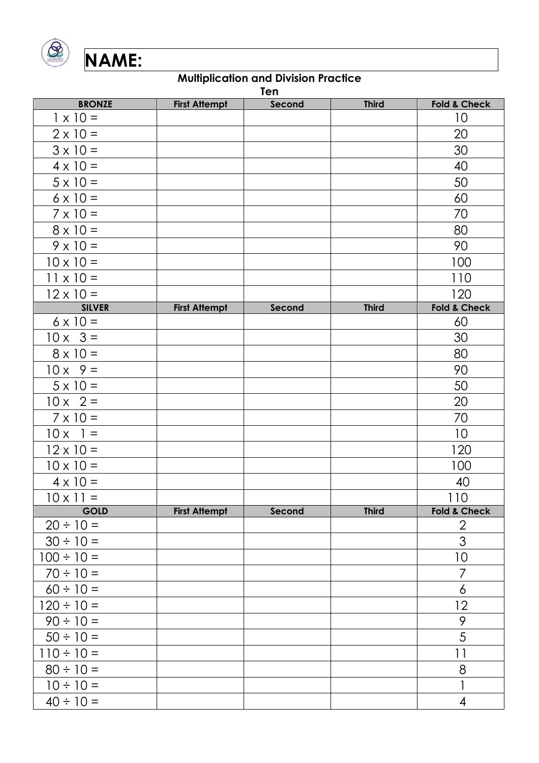# NAME:

**Multiplication and Division Practice**

**Ten**

| BRONZE | First Attempt | Second | Third | Fold & Check |
|---|---|---|---|---|
| 1 x 10 = | | | | 10 |
| 2 x 10 = | | | | 20 |
| 3 x 10 = | | | | 30 |
| 4 x 10 = | | | | 40 |
| 5 x 10 = | | | | 50 |
| 6 x 10 = | | | | 60 |
| 7 x 10 = | | | | 70 |
| 8 x 10 = | | | | 80 |
| 9 x 10 = | | | | 90 |
| 10 x 10 = | | | | 100 |
| 11 x 10 = | | | | 110 |
| 12 x 10 = | | | | 120 |
| **SILVER** | **First Attempt** | **Second** | **Third** | **Fold & Check** |
| 6 x 10 = | | | | 60 |
| 10 x 3 = | | | | 30 |
| 8 x 10 = | | | | 80 |
| 10 x 9 = | | | | 90 |
| 5 x 10 = | | | | 50 |
| 10 x 2 = | | | | 20 |
| 7 x 10 = | | | | 70 |
| 10 x 1 = | | | | 10 |
| 12 x 10 = | | | | 120 |
| 10 x 10 = | | | | 100 |
| 4 x 10 = | | | | 40 |
| 10 x 11 = | | | | 110 |
| **GOLD** | **First Attempt** | **Second** | **Third** | **Fold & Check** |
| 20 ÷ 10 = | | | | 2 |
| 30 ÷ 10 = | | | | 3 |
| 100 ÷ 10 = | | | | 10 |
| 70 ÷ 10 = | | | | 7 |
| 60 ÷ 10 = | | | | 6 |
| 120 ÷ 10 = | | | | 12 |
| 90 ÷ 10 = | | | | 9 |
| 50 ÷ 10 = | | | | 5 |
| 110 ÷ 10 = | | | | 11 |
| 80 ÷ 10 = | | | | 8 |
| 10 ÷ 10 = | | | | 1 |
| 40 ÷ 10 = | | | | 4 |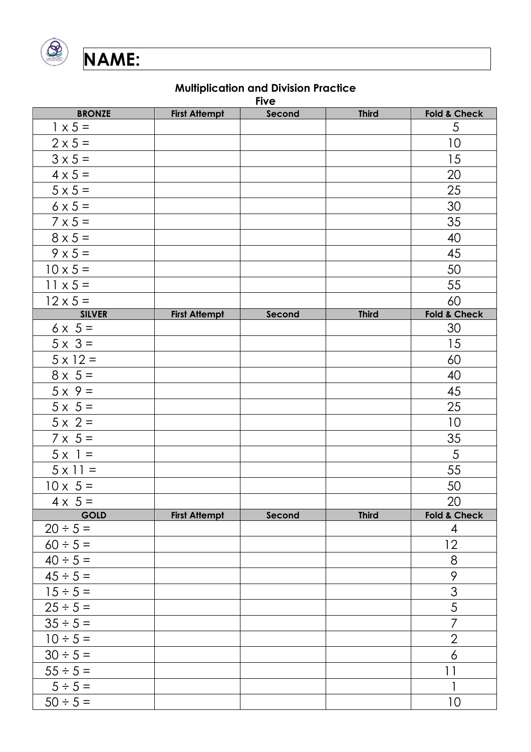**NAME:**

### Multiplication and Division Practice

**Five**

| BRONZE | First Attempt | Second | Third | Fold & Check |
|---|---|---|---|---|
| 1 x 5 = | | | | 5 |
| 2 x 5 = | | | | 10 |
| 3 x 5 = | | | | 15 |
| 4 x 5 = | | | | 20 |
| 5 x 5 = | | | | 25 |
| 6 x 5 = | | | | 30 |
| 7 x 5 = | | | | 35 |
| 8 x 5 = | | | | 40 |
| 9 x 5 = | | | | 45 |
| 10 x 5 = | | | | 50 |
| 11 x 5 = | | | | 55 |
| 12 x 5 = | | | | 60 |
| **SILVER** | **First Attempt** | **Second** | **Third** | **Fold & Check** |
| 6 x 5 = | | | | 30 |
| 5 x 3 = | | | | 15 |
| 5 x 12 = | | | | 60 |
| 8 x 5 = | | | | 40 |
| 5 x 9 = | | | | 45 |
| 5 x 5 = | | | | 25 |
| 5 x 2 = | | | | 10 |
| 7 x 5 = | | | | 35 |
| 5 x 1 = | | | | 5 |
| 5 x 11 = | | | | 55 |
| 10 x 5 = | | | | 50 |
| 4 x 5 = | | | | 20 |
| **GOLD** | **First Attempt** | **Second** | **Third** | **Fold & Check** |
| 20 ÷ 5 = | | | | 4 |
| 60 ÷ 5 = | | | | 12 |
| 40 ÷ 5 = | | | | 8 |
| 45 ÷ 5 = | | | | 9 |
| 15 ÷ 5 = | | | | 3 |
| 25 ÷ 5 = | | | | 5 |
| 35 ÷ 5 = | | | | 7 |
| 10 ÷ 5 = | | | | 2 |
| 30 ÷ 5 = | | | | 6 |
| 55 ÷ 5 = | | | | 11 |
| 5 ÷ 5 = | | | | 1 |
| 50 ÷ 5 = | | | | 10 |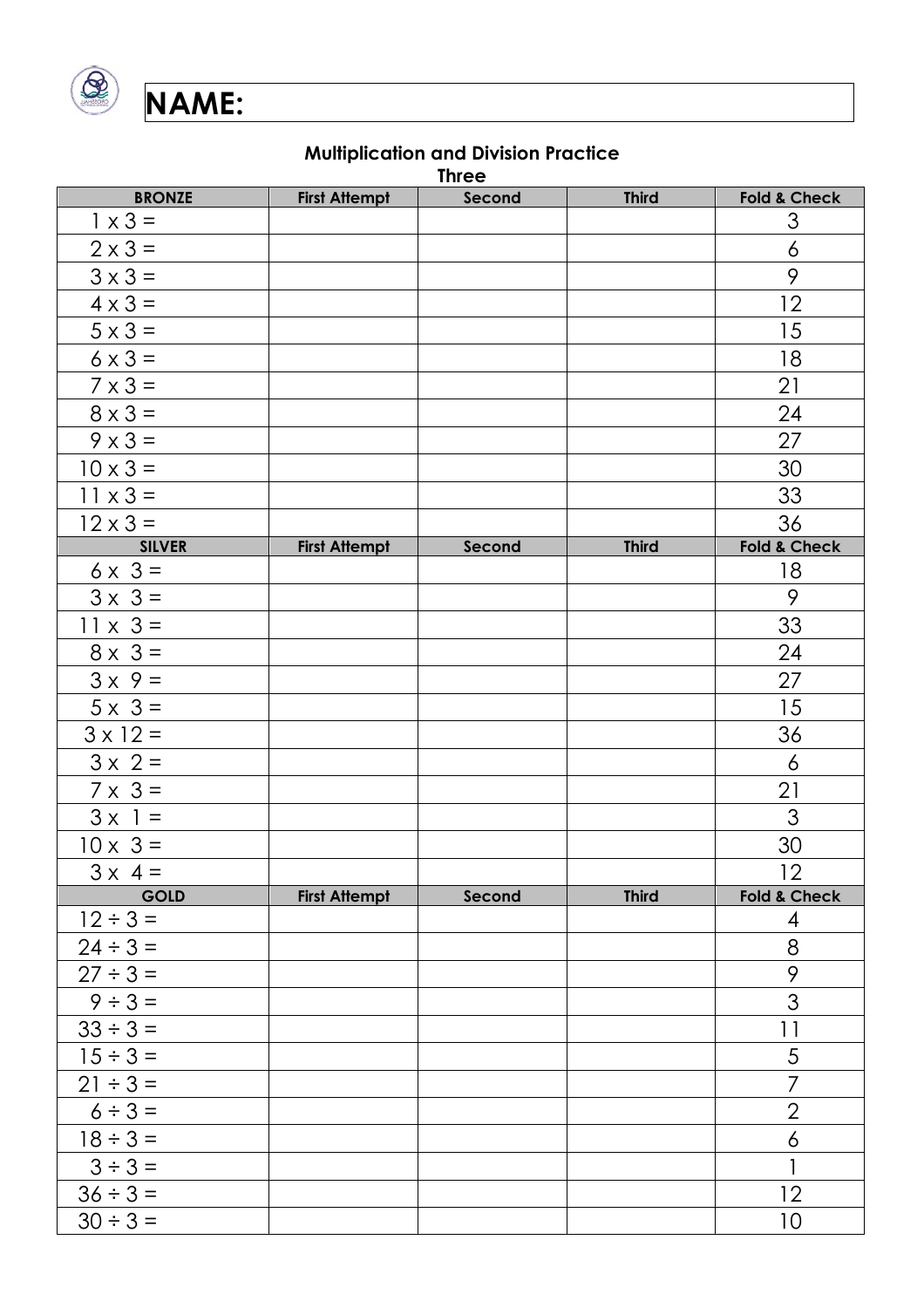**NAME:**

**Multiplication and Division Practice**

**Three**

| BRONZE | First Attempt | Second | Third | Fold & Check |
|---|---|---|---|---|
| 1 x 3 = | | | | 3 |
| 2 x 3 = | | | | 6 |
| 3 x 3 = | | | | 9 |
| 4 x 3 = | | | | 12 |
| 5 x 3 = | | | | 15 |
| 6 x 3 = | | | | 18 |
| 7 x 3 = | | | | 21 |
| 8 x 3 = | | | | 24 |
| 9 x 3 = | | | | 27 |
| 10 x 3 = | | | | 30 |
| 11 x 3 = | | | | 33 |
| 12 x 3 = | | | | 36 |
| **SILVER** | **First Attempt** | **Second** | **Third** | **Fold & Check** |
| 6 x 3 = | | | | 18 |
| 3 x 3 = | | | | 9 |
| 11 x 3 = | | | | 33 |
| 8 x 3 = | | | | 24 |
| 3 x 9 = | | | | 27 |
| 5 x 3 = | | | | 15 |
| 3 x 12 = | | | | 36 |
| 3 x 2 = | | | | 6 |
| 7 x 3 = | | | | 21 |
| 3 x 1 = | | | | 3 |
| 10 x 3 = | | | | 30 |
| 3 x 4 = | | | | 12 |
| **GOLD** | **First Attempt** | **Second** | **Third** | **Fold & Check** |
| 12 ÷ 3 = | | | | 4 |
| 24 ÷ 3 = | | | | 8 |
| 27 ÷ 3 = | | | | 9 |
| 9 ÷ 3 = | | | | 3 |
| 33 ÷ 3 = | | | | 11 |
| 15 ÷ 3 = | | | | 5 |
| 21 ÷ 3 = | | | | 7 |
| 6 ÷ 3 = | | | | 2 |
| 18 ÷ 3 = | | | | 6 |
| 3 ÷ 3 = | | | | 1 |
| 36 ÷ 3 = | | | | 12 |
| 30 ÷ 3 = | | | | 10 |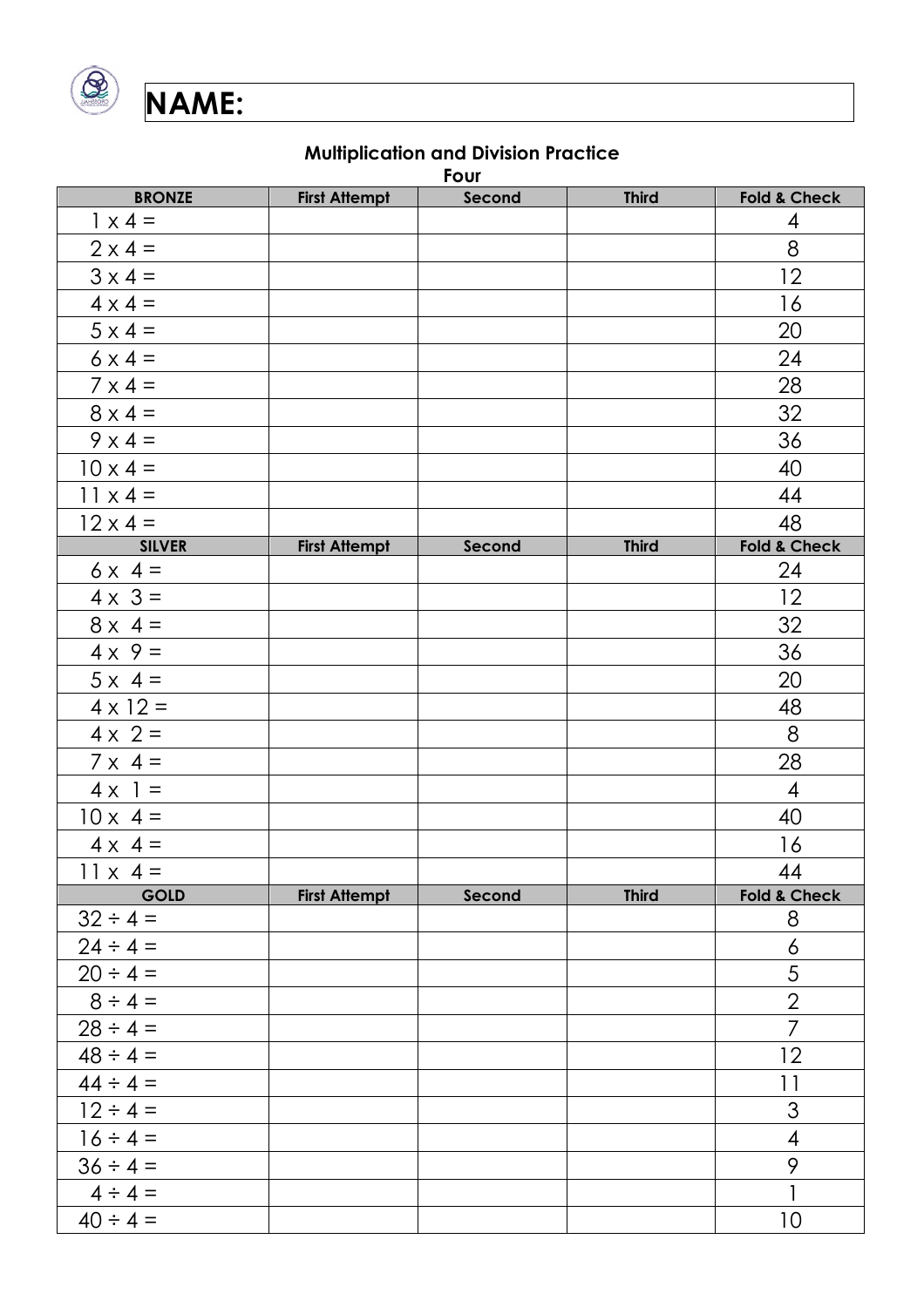**NAME:**

### Multiplication and Division Practice

**Four**

| BRONZE | First Attempt | Second | Third | Fold & Check |
|---|---|---|---|---|
| 1 x 4 = | | | | 4 |
| 2 x 4 = | | | | 8 |
| 3 x 4 = | | | | 12 |
| 4 x 4 = | | | | 16 |
| 5 x 4 = | | | | 20 |
| 6 x 4 = | | | | 24 |
| 7 x 4 = | | | | 28 |
| 8 x 4 = | | | | 32 |
| 9 x 4 = | | | | 36 |
| 10 x 4 = | | | | 40 |
| 11 x 4 = | | | | 44 |
| 12 x 4 = | | | | 48 |
| **SILVER** | **First Attempt** | **Second** | **Third** | **Fold & Check** |
| 6 x 4 = | | | | 24 |
| 4 x 3 = | | | | 12 |
| 8 x 4 = | | | | 32 |
| 4 x 9 = | | | | 36 |
| 5 x 4 = | | | | 20 |
| 4 x 12 = | | | | 48 |
| 4 x 2 = | | | | 8 |
| 7 x 4 = | | | | 28 |
| 4 x 1 = | | | | 4 |
| 10 x 4 = | | | | 40 |
| 4 x 4 = | | | | 16 |
| 11 x 4 = | | | | 44 |
| **GOLD** | **First Attempt** | **Second** | **Third** | **Fold & Check** |
| 32 ÷ 4 = | | | | 8 |
| 24 ÷ 4 = | | | | 6 |
| 20 ÷ 4 = | | | | 5 |
| 8 ÷ 4 = | | | | 2 |
| 28 ÷ 4 = | | | | 7 |
| 48 ÷ 4 = | | | | 12 |
| 44 ÷ 4 = | | | | 11 |
| 12 ÷ 4 = | | | | 3 |
| 16 ÷ 4 = | | | | 4 |
| 36 ÷ 4 = | | | | 9 |
| 4 ÷ 4 = | | | | 1 |
| 40 ÷ 4 = | | | | 10 |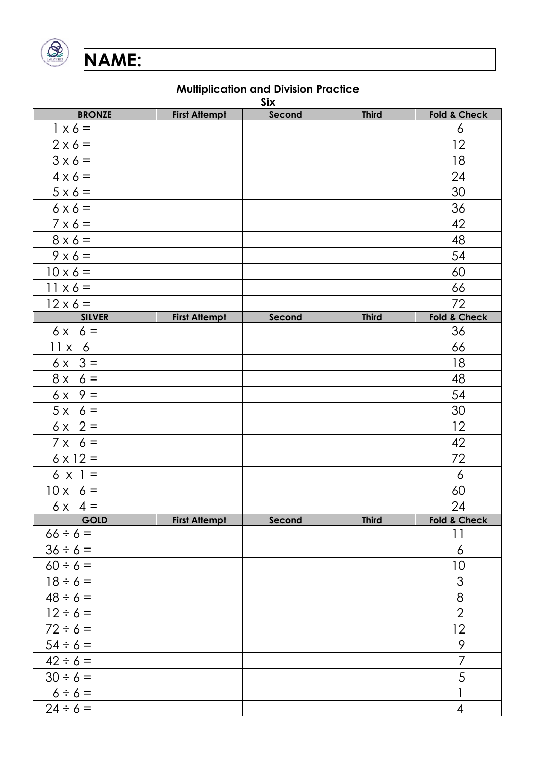**NAME:**

**Multiplication and Division Practice**
**Six**

| BRONZE | First Attempt | Second | Third | Fold & Check |
| --- | --- | --- | --- | --- |
| 1 x 6 = | | | | 6 |
| 2 x 6 = | | | | 12 |
| 3 x 6 = | | | | 18 |
| 4 x 6 = | | | | 24 |
| 5 x 6 = | | | | 30 |
| 6 x 6 = | | | | 36 |
| 7 x 6 = | | | | 42 |
| 8 x 6 = | | | | 48 |
| 9 x 6 = | | | | 54 |
| 10 x 6 = | | | | 60 |
| 11 x 6 = | | | | 66 |
| 12 x 6 = | | | | 72 |
| **SILVER** | **First Attempt** | **Second** | **Third** | **Fold & Check** |
| 6 x 6 = | | | | 36 |
| 11 x 6 | | | | 66 |
| 6 x 3 = | | | | 18 |
| 8 x 6 = | | | | 48 |
| 6 x 9 = | | | | 54 |
| 5 x 6 = | | | | 30 |
| 6 x 2 = | | | | 12 |
| 7 x 6 = | | | | 42 |
| 6 x 12 = | | | | 72 |
| 6 x 1 = | | | | 6 |
| 10 x 6 = | | | | 60 |
| 6 x 4 = | | | | 24 |
| **GOLD** | **First Attempt** | **Second** | **Third** | **Fold & Check** |
| 66 ÷ 6 = | | | | 11 |
| 36 ÷ 6 = | | | | 6 |
| 60 ÷ 6 = | | | | 10 |
| 18 ÷ 6 = | | | | 3 |
| 48 ÷ 6 = | | | | 8 |
| 12 ÷ 6 = | | | | 2 |
| 72 ÷ 6 = | | | | 12 |
| 54 ÷ 6 = | | | | 9 |
| 42 ÷ 6 = | | | | 7 |
| 30 ÷ 6 = | | | | 5 |
| 6 ÷ 6 = | | | | 1 |
| 24 ÷ 6 = | | | | 4 |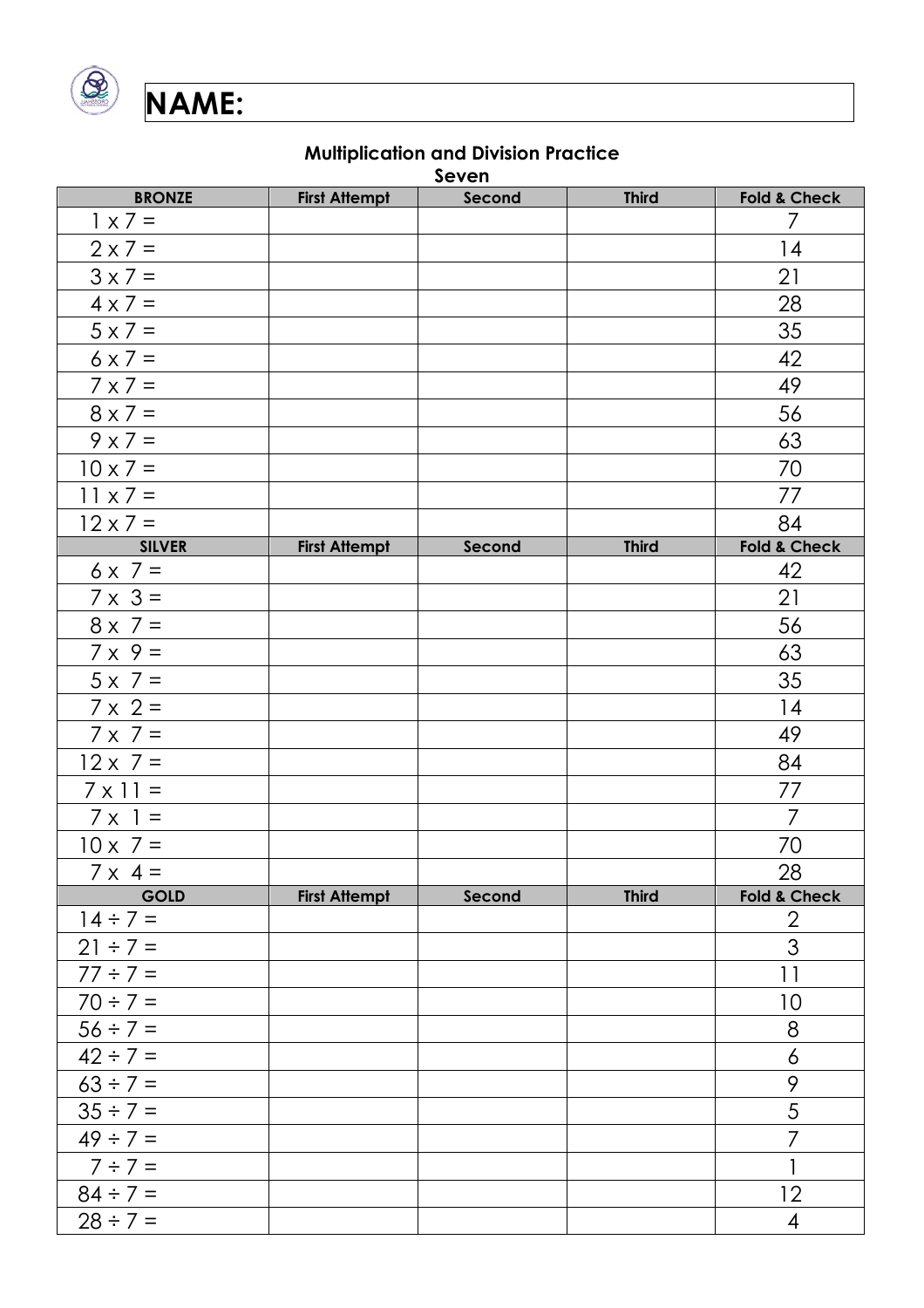**NAME:**

### Multiplication and Division Practice

**Seven**

| BRONZE | First Attempt | Second | Third | Fold & Check |
|---|---|---|---|---|
| 1 x 7 = | | | | 7 |
| 2 x 7 = | | | | 14 |
| 3 x 7 = | | | | 21 |
| 4 x 7 = | | | | 28 |
| 5 x 7 = | | | | 35 |
| 6 x 7 = | | | | 42 |
| 7 x 7 = | | | | 49 |
| 8 x 7 = | | | | 56 |
| 9 x 7 = | | | | 63 |
| 10 x 7 = | | | | 70 |
| 11 x 7 = | | | | 77 |
| 12 x 7 = | | | | 84 |
| **SILVER** | **First Attempt** | **Second** | **Third** | **Fold & Check** |
| 6 x 7 = | | | | 42 |
| 7 x 3 = | | | | 21 |
| 8 x 7 = | | | | 56 |
| 7 x 9 = | | | | 63 |
| 5 x 7 = | | | | 35 |
| 7 x 2 = | | | | 14 |
| 7 x 7 = | | | | 49 |
| 12 x 7 = | | | | 84 |
| 7 x 11 = | | | | 77 |
| 7 x 1 = | | | | 7 |
| 10 x 7 = | | | | 70 |
| 7 x 4 = | | | | 28 |
| **GOLD** | **First Attempt** | **Second** | **Third** | **Fold & Check** |
| 14 ÷ 7 = | | | | 2 |
| 21 ÷ 7 = | | | | 3 |
| 77 ÷ 7 = | | | | 11 |
| 70 ÷ 7 = | | | | 10 |
| 56 ÷ 7 = | | | | 8 |
| 42 ÷ 7 = | | | | 6 |
| 63 ÷ 7 = | | | | 9 |
| 35 ÷ 7 = | | | | 5 |
| 49 ÷ 7 = | | | | 7 |
| 7 ÷ 7 = | | | | 1 |
| 84 ÷ 7 = | | | | 12 |
| 28 ÷ 7 = | | | | 4 |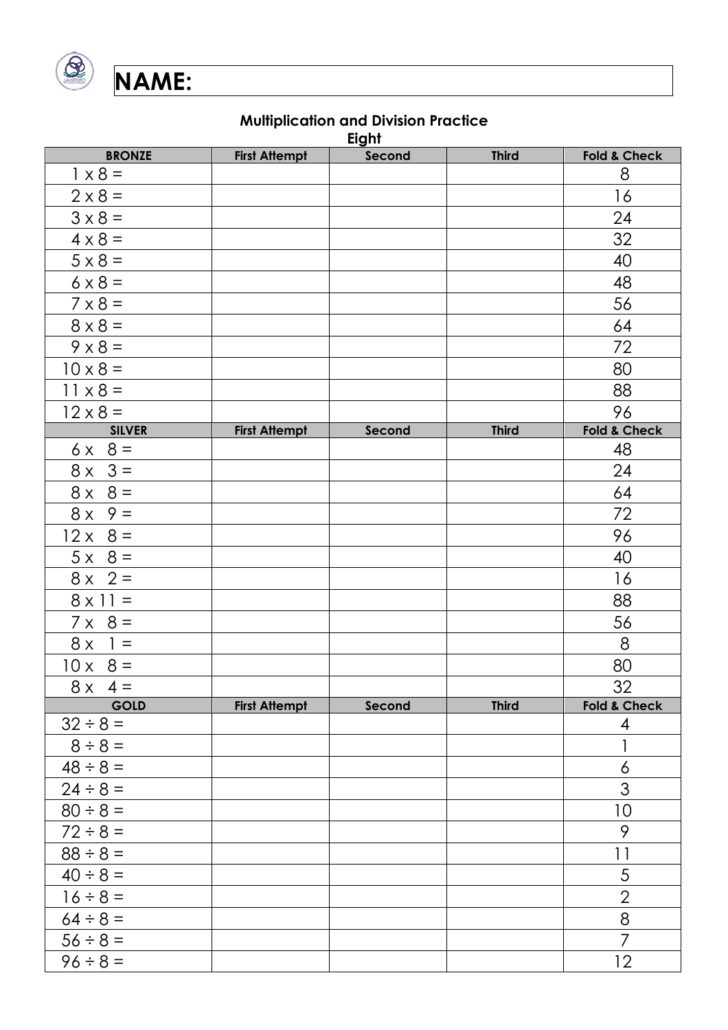**NAME:**

**Multiplication and Division Practice**
**Eight**

| BRONZE | First Attempt | Second | Third | Fold & Check |
|---|---|---|---|---|
| 1 x 8 = | | | | 8 |
| 2 x 8 = | | | | 16 |
| 3 x 8 = | | | | 24 |
| 4 x 8 = | | | | 32 |
| 5 x 8 = | | | | 40 |
| 6 x 8 = | | | | 48 |
| 7 x 8 = | | | | 56 |
| 8 x 8 = | | | | 64 |
| 9 x 8 = | | | | 72 |
| 10 x 8 = | | | | 80 |
| 11 x 8 = | | | | 88 |
| 12 x 8 = | | | | 96 |
| **SILVER** | **First Attempt** | **Second** | **Third** | **Fold & Check** |
| 6 x 8 = | | | | 48 |
| 8 x 3 = | | | | 24 |
| 8 x 8 = | | | | 64 |
| 8 x 9 = | | | | 72 |
| 12 x 8 = | | | | 96 |
| 5 x 8 = | | | | 40 |
| 8 x 2 = | | | | 16 |
| 8 x 11 = | | | | 88 |
| 7 x 8 = | | | | 56 |
| 8 x 1 = | | | | 8 |
| 10 x 8 = | | | | 80 |
| 8 x 4 = | | | | 32 |
| **GOLD** | **First Attempt** | **Second** | **Third** | **Fold & Check** |
| 32 ÷ 8 = | | | | 4 |
| 8 ÷ 8 = | | | | 1 |
| 48 ÷ 8 = | | | | 6 |
| 24 ÷ 8 = | | | | 3 |
| 80 ÷ 8 = | | | | 10 |
| 72 ÷ 8 = | | | | 9 |
| 88 ÷ 8 = | | | | 11 |
| 40 ÷ 8 = | | | | 5 |
| 16 ÷ 8 = | | | | 2 |
| 64 ÷ 8 = | | | | 8 |
| 56 ÷ 8 = | | | | 7 |
| 96 ÷ 8 = | | | | 12 |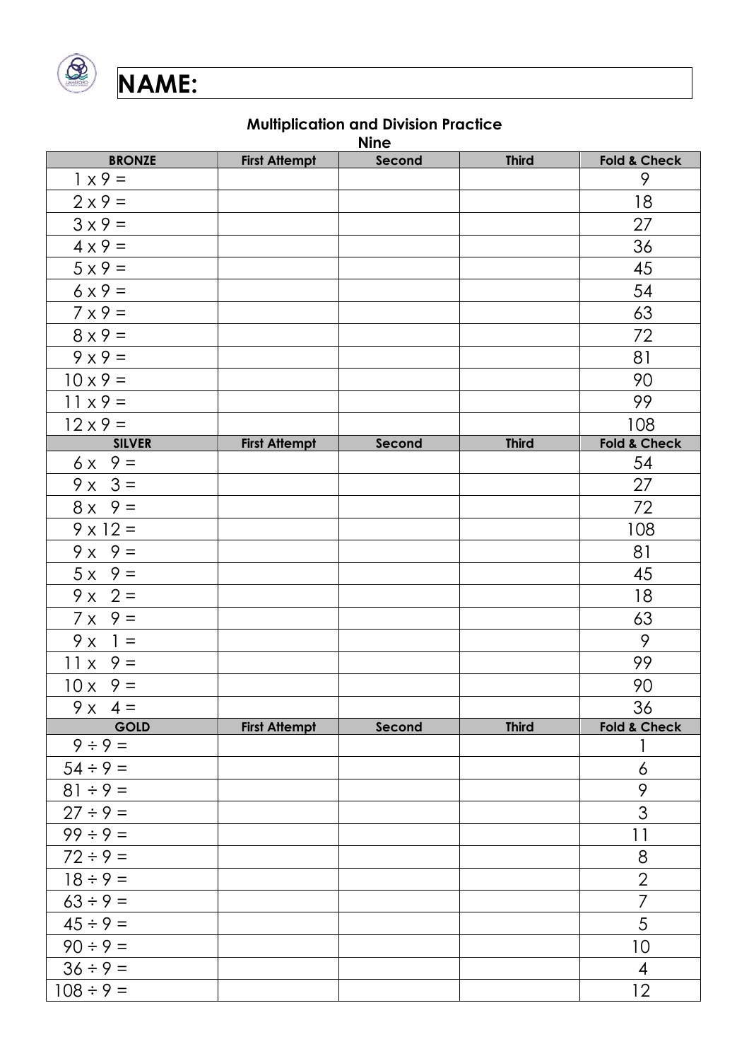NAME:

## Multiplication and Division Practice

### Nine

| BRONZE | First Attempt | Second | Third | Fold & Check |
|---|---|---|---|---|
| 1 x 9 = | | | | 9 |
| 2 x 9 = | | | | 18 |
| 3 x 9 = | | | | 27 |
| 4 x 9 = | | | | 36 |
| 5 x 9 = | | | | 45 |
| 6 x 9 = | | | | 54 |
| 7 x 9 = | | | | 63 |
| 8 x 9 = | | | | 72 |
| 9 x 9 = | | | | 81 |
| 10 x 9 = | | | | 90 |
| 11 x 9 = | | | | 99 |
| 12 x 9 = | | | | 108 |
| **SILVER** | **First Attempt** | **Second** | **Third** | **Fold & Check** |
| 6 x 9 = | | | | 54 |
| 9 x 3 = | | | | 27 |
| 8 x 9 = | | | | 72 |
| 9 x 12 = | | | | 108 |
| 9 x 9 = | | | | 81 |
| 5 x 9 = | | | | 45 |
| 9 x 2 = | | | | 18 |
| 7 x 9 = | | | | 63 |
| 9 x 1 = | | | | 9 |
| 11 x 9 = | | | | 99 |
| 10 x 9 = | | | | 90 |
| 9 x 4 = | | | | 36 |
| **GOLD** | **First Attempt** | **Second** | **Third** | **Fold & Check** |
| 9 ÷ 9 = | | | | 1 |
| 54 ÷ 9 = | | | | 6 |
| 81 ÷ 9 = | | | | 9 |
| 27 ÷ 9 = | | | | 3 |
| 99 ÷ 9 = | | | | 11 |
| 72 ÷ 9 = | | | | 8 |
| 18 ÷ 9 = | | | | 2 |
| 63 ÷ 9 = | | | | 7 |
| 45 ÷ 9 = | | | | 5 |
| 90 ÷ 9 = | | | | 10 |
| 36 ÷ 9 = | | | | 4 |
| 108 ÷ 9 = | | | | 12 |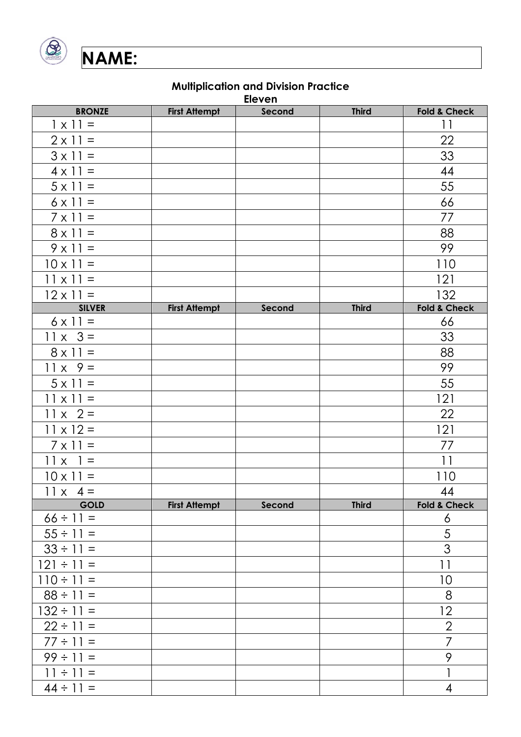**NAME:**

**Multiplication and Division Practice**
**Eleven**

| BRONZE | First Attempt | Second | Third | Fold & Check |
|---|---|---|---|---|
| 1 x 11 = | | | | 11 |
| 2 x 11 = | | | | 22 |
| 3 x 11 = | | | | 33 |
| 4 x 11 = | | | | 44 |
| 5 x 11 = | | | | 55 |
| 6 x 11 = | | | | 66 |
| 7 x 11 = | | | | 77 |
| 8 x 11 = | | | | 88 |
| 9 x 11 = | | | | 99 |
| 10 x 11 = | | | | 110 |
| 11 x 11 = | | | | 121 |
| 12 x 11 = | | | | 132 |
| **SILVER** | **First Attempt** | **Second** | **Third** | **Fold & Check** |
| 6 x 11 = | | | | 66 |
| 11 x 3 = | | | | 33 |
| 8 x 11 = | | | | 88 |
| 11 x 9 = | | | | 99 |
| 5 x 11 = | | | | 55 |
| 11 x 11 = | | | | 121 |
| 11 x 2 = | | | | 22 |
| 11 x 12 = | | | | 121 |
| 7 x 11 = | | | | 77 |
| 11 x 1 = | | | | 11 |
| 10 x 11 = | | | | 110 |
| 11 x 4 = | | | | 44 |
| **GOLD** | **First Attempt** | **Second** | **Third** | **Fold & Check** |
| 66 ÷ 11 = | | | | 6 |
| 55 ÷ 11 = | | | | 5 |
| 33 ÷ 11 = | | | | 3 |
| 121 ÷ 11 = | | | | 11 |
| 110 ÷ 11 = | | | | 10 |
| 88 ÷ 11 = | | | | 8 |
| 132 ÷ 11 = | | | | 12 |
| 22 ÷ 11 = | | | | 2 |
| 77 ÷ 11 = | | | | 7 |
| 99 ÷ 11 = | | | | 9 |
| 11 ÷ 11 = | | | | 1 |
| 44 ÷ 11 = | | | | 4 |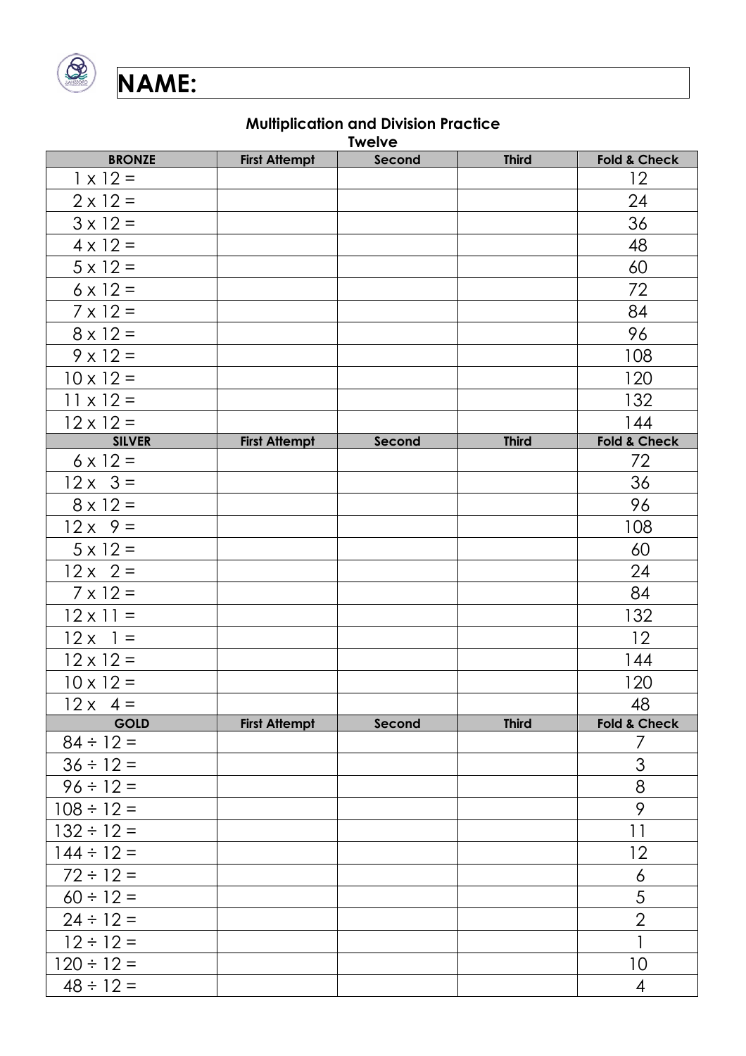**NAME:**

**Multiplication and Division Practice**
**Twelve**

| BRONZE | First Attempt | Second | Third | Fold & Check |
|---|---|---|---|---|
| 1 x 12 = | | | | 12 |
| 2 x 12 = | | | | 24 |
| 3 x 12 = | | | | 36 |
| 4 x 12 = | | | | 48 |
| 5 x 12 = | | | | 60 |
| 6 x 12 = | | | | 72 |
| 7 x 12 = | | | | 84 |
| 8 x 12 = | | | | 96 |
| 9 x 12 = | | | | 108 |
| 10 x 12 = | | | | 120 |
| 11 x 12 = | | | | 132 |
| 12 x 12 = | | | | 144 |
| **SILVER** | **First Attempt** | **Second** | **Third** | **Fold & Check** |
| 6 x 12 = | | | | 72 |
| 12 x 3 = | | | | 36 |
| 8 x 12 = | | | | 96 |
| 12 x 9 = | | | | 108 |
| 5 x 12 = | | | | 60 |
| 12 x 2 = | | | | 24 |
| 7 x 12 = | | | | 84 |
| 12 x 11 = | | | | 132 |
| 12 x 1 = | | | | 12 |
| 12 x 12 = | | | | 144 |
| 10 x 12 = | | | | 120 |
| 12 x 4 = | | | | 48 |
| **GOLD** | **First Attempt** | **Second** | **Third** | **Fold & Check** |
| 84 ÷ 12 = | | | | 7 |
| 36 ÷ 12 = | | | | 3 |
| 96 ÷ 12 = | | | | 8 |
| 108 ÷ 12 = | | | | 9 |
| 132 ÷ 12 = | | | | 11 |
| 144 ÷ 12 = | | | | 12 |
| 72 ÷ 12 = | | | | 6 |
| 60 ÷ 12 = | | | | 5 |
| 24 ÷ 12 = | | | | 2 |
| 12 ÷ 12 = | | | | 1 |
| 120 ÷ 12 = | | | | 10 |
| 48 ÷ 12 = | | | | 4 |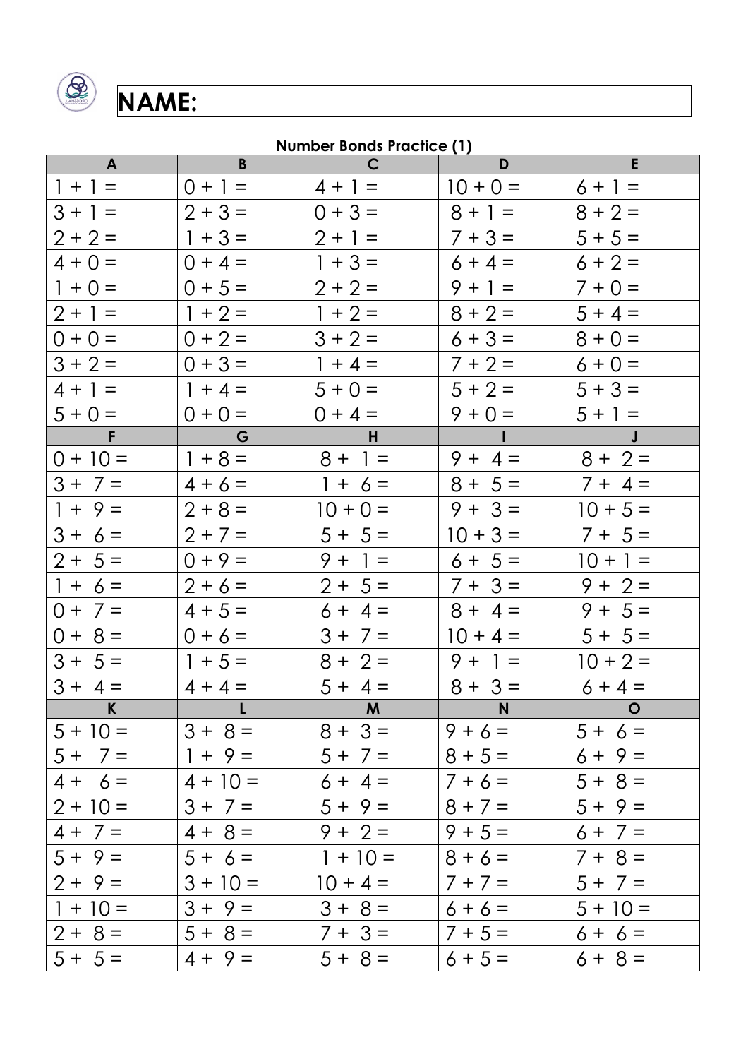**NAME:**

**Number Bonds Practice (1)**

| A | B | C | D | E |
|---|---|---|---|---|
| 1 + 1 = | 0 + 1 = | 4 + 1 = | 10 + 0 = | 6 + 1 = |
| 3 + 1 = | 2 + 3 = | 0 + 3 = | 8 + 1 = | 8 + 2 = |
| 2 + 2 = | 1 + 3 = | 2 + 1 = | 7 + 3 = | 5 + 5 = |
| 4 + 0 = | 0 + 4 = | 1 + 3 = | 6 + 4 = | 6 + 2 = |
| 1 + 0 = | 0 + 5 = | 2 + 2 = | 9 + 1 = | 7 + 0 = |
| 2 + 1 = | 1 + 2 = | 1 + 2 = | 8 + 2 = | 5 + 4 = |
| 0 + 0 = | 0 + 2 = | 3 + 2 = | 6 + 3 = | 8 + 0 = |
| 3 + 2 = | 0 + 3 = | 1 + 4 = | 7 + 2 = | 6 + 0 = |
| 4 + 1 = | 1 + 4 = | 5 + 0 = | 5 + 2 = | 5 + 3 = |
| 5 + 0 = | 0 + 0 = | 0 + 4 = | 9 + 0 = | 5 + 1 = |
| **F** | **G** | **H** | **I** | **J** |
| 0 + 10 = | 1 + 8 = | 8 + 1 = | 9 + 4 = | 8 + 2 = |
| 3 + 7 = | 4 + 6 = | 1 + 6 = | 8 + 5 = | 7 + 4 = |
| 1 + 9 = | 2 + 8 = | 10 + 0 = | 9 + 3 = | 10 + 5 = |
| 3 + 6 = | 2 + 7 = | 5 + 5 = | 10 + 3 = | 7 + 5 = |
| 2 + 5 = | 0 + 9 = | 9 + 1 = | 6 + 5 = | 10 + 1 = |
| 1 + 6 = | 2 + 6 = | 2 + 5 = | 7 + 3 = | 9 + 2 = |
| 0 + 7 = | 4 + 5 = | 6 + 4 = | 8 + 4 = | 9 + 5 = |
| 0 + 8 = | 0 + 6 = | 3 + 7 = | 10 + 4 = | 5 + 5 = |
| 3 + 5 = | 1 + 5 = | 8 + 2 = | 9 + 1 = | 10 + 2 = |
| 3 + 4 = | 4 + 4 = | 5 + 4 = | 8 + 3 = | 6 + 4 = |
| **K** | **L** | **M** | **N** | **O** |
| 5 + 10 = | 3 + 8 = | 8 + 3 = | 9 + 6 = | 5 + 6 = |
| 5 + 7 = | 1 + 9 = | 5 + 7 = | 8 + 5 = | 6 + 9 = |
| 4 + 6 = | 4 + 10 = | 6 + 4 = | 7 + 6 = | 5 + 8 = |
| 2 + 10 = | 3 + 7 = | 5 + 9 = | 8 + 7 = | 5 + 9 = |
| 4 + 7 = | 4 + 8 = | 9 + 2 = | 9 + 5 = | 6 + 7 = |
| 5 + 9 = | 5 + 6 = | 1 + 10 = | 8 + 6 = | 7 + 8 = |
| 2 + 9 = | 3 + 10 = | 10 + 4 = | 7 + 7 = | 5 + 7 = |
| 1 + 10 = | 3 + 9 = | 3 + 8 = | 6 + 6 = | 5 + 10 = |
| 2 + 8 = | 5 + 8 = | 7 + 3 = | 7 + 5 = | 6 + 6 = |
| 5 + 5 = | 4 + 9 = | 5 + 8 = | 6 + 5 = | 6 + 8 = |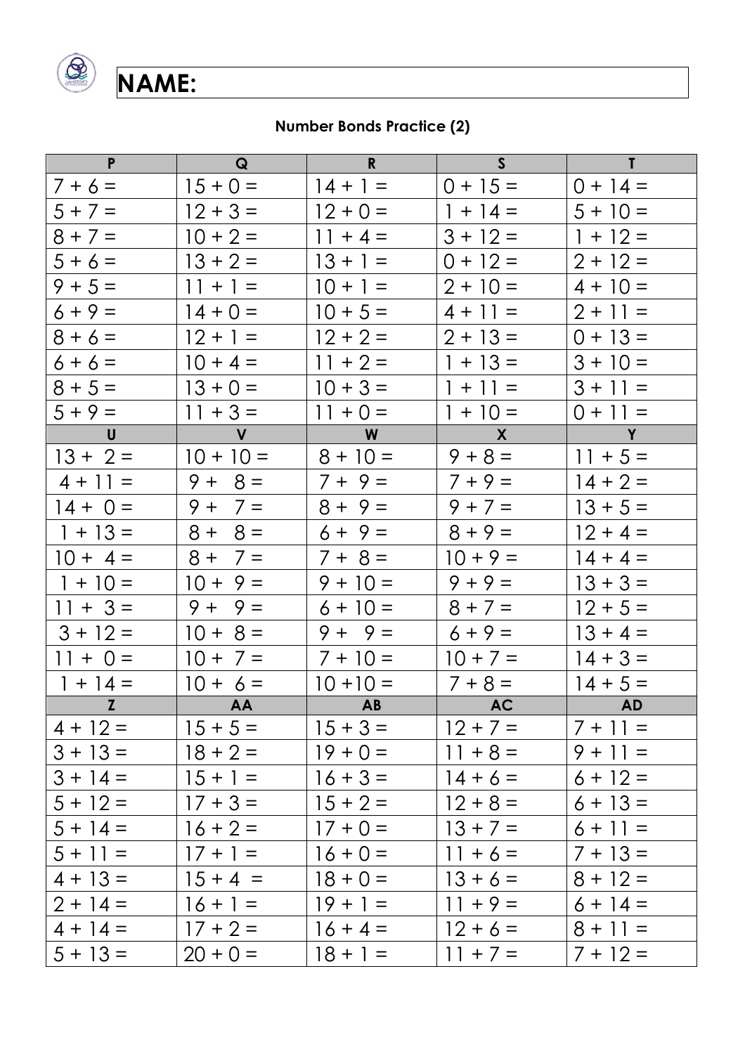**NAME:**

**Number Bonds Practice (2)**

| P | Q | R | S | T |
|---|---|---|---|---|
| 7 + 6 = | 15 + 0 = | 14 + 1 = | 0 + 15 = | 0 + 14 = |
| 5 + 7 = | 12 + 3 = | 12 + 0 = | 1 + 14 = | 5 + 10 = |
| 8 + 7 = | 10 + 2 = | 11 + 4 = | 3 + 12 = | 1 + 12 = |
| 5 + 6 = | 13 + 2 = | 13 + 1 = | 0 + 12 = | 2 + 12 = |
| 9 + 5 = | 11 + 1 = | 10 + 1 = | 2 + 10 = | 4 + 10 = |
| 6 + 9 = | 14 + 0 = | 10 + 5 = | 4 + 11 = | 2 + 11 = |
| 8 + 6 = | 12 + 1 = | 12 + 2 = | 2 + 13 = | 0 + 13 = |
| 6 + 6 = | 10 + 4 = | 11 + 2 = | 1 + 13 = | 3 + 10 = |
| 8 + 5 = | 13 + 0 = | 10 + 3 = | 1 + 11 = | 3 + 11 = |
| 5 + 9 = | 11 + 3 = | 11 + 0 = | 1 + 10 = | 0 + 11 = |
| **U** | **V** | **W** | **X** | **Y** |
| 13 + 2 = | 10 + 10 = | 8 + 10 = | 9 + 8 = | 11 + 5 = |
| 4 + 11 = | 9 + 8 = | 7 + 9 = | 7 + 9 = | 14 + 2 = |
| 14 + 0 = | 9 + 7 = | 8 + 9 = | 9 + 7 = | 13 + 5 = |
| 1 + 13 = | 8 + 8 = | 6 + 9 = | 8 + 9 = | 12 + 4 = |
| 10 + 4 = | 8 + 7 = | 7 + 8 = | 10 + 9 = | 14 + 4 = |
| 1 + 10 = | 10 + 9 = | 9 + 10 = | 9 + 9 = | 13 + 3 = |
| 11 + 3 = | 9 + 9 = | 6 + 10 = | 8 + 7 = | 12 + 5 = |
| 3 + 12 = | 10 + 8 = | 9 + 9 = | 6 + 9 = | 13 + 4 = |
| 11 + 0 = | 10 + 7 = | 7 + 10 = | 10 + 7 = | 14 + 3 = |
| 1 + 14 = | 10 + 6 = | 10 +10 = | 7 + 8 = | 14 + 5 = |
| **Z** | **AA** | **AB** | **AC** | **AD** |
| 4 + 12 = | 15 + 5 = | 15 + 3 = | 12 + 7 = | 7 + 11 = |
| 3 + 13 = | 18 + 2 = | 19 + 0 = | 11 + 8 = | 9 + 11 = |
| 3 + 14 = | 15 + 1 = | 16 + 3 = | 14 + 6 = | 6 + 12 = |
| 5 + 12 = | 17 + 3 = | 15 + 2 = | 12 + 8 = | 6 + 13 = |
| 5 + 14 = | 16 + 2 = | 17 + 0 = | 13 + 7 = | 6 + 11 = |
| 5 + 11 = | 17 + 1 = | 16 + 0 = | 11 + 6 = | 7 + 13 = |
| 4 + 13 = | 15 + 4 = | 18 + 0 = | 13 + 6 = | 8 + 12 = |
| 2 + 14 = | 16 + 1 = | 19 + 1 = | 11 + 9 = | 6 + 14 = |
| 4 + 14 = | 17 + 2 = | 16 + 4 = | 12 + 6 = | 8 + 11 = |
| 5 + 13 = | 20 + 0 = | 18 + 1 = | 11 + 7 = | 7 + 12 = |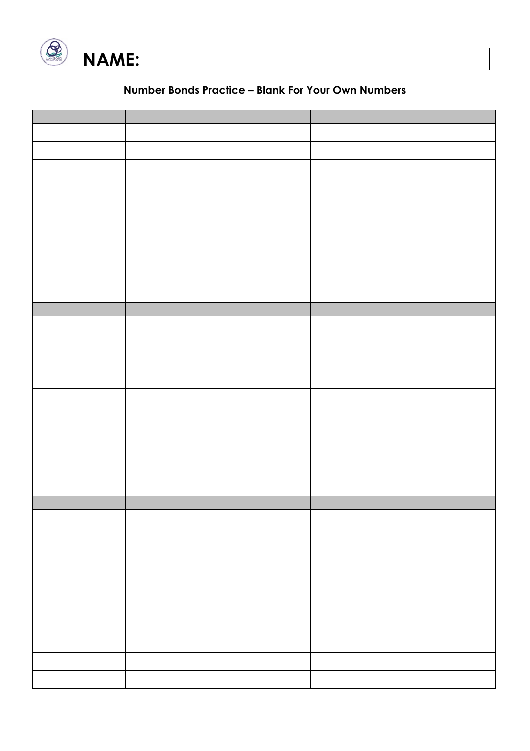**NAME:**

### Number Bonds Practice – Blank For Your Own Numbers

| | | | | |
|---|---|---|---|---|
| | | | | |
| | | | | |
| | | | | |
| | | | | |
| | | | | |
| | | | | |
| | | | | |
| | | | | |
| | | | | |
| | | | | |
| | | | | |
| | | | | |
| | | | | |
| | | | | |
| | | | | |
| | | | | |
| | | | | |
| | | | | |
| | | | | |
| | | | | |
| | | | | |
| | | | | |
| | | | | |
| | | | | |
| | | | | |
| | | | | |
| | | | | |
| | | | | |
| | | | | |
| | | | | |
| | | | | |
| | | | | |